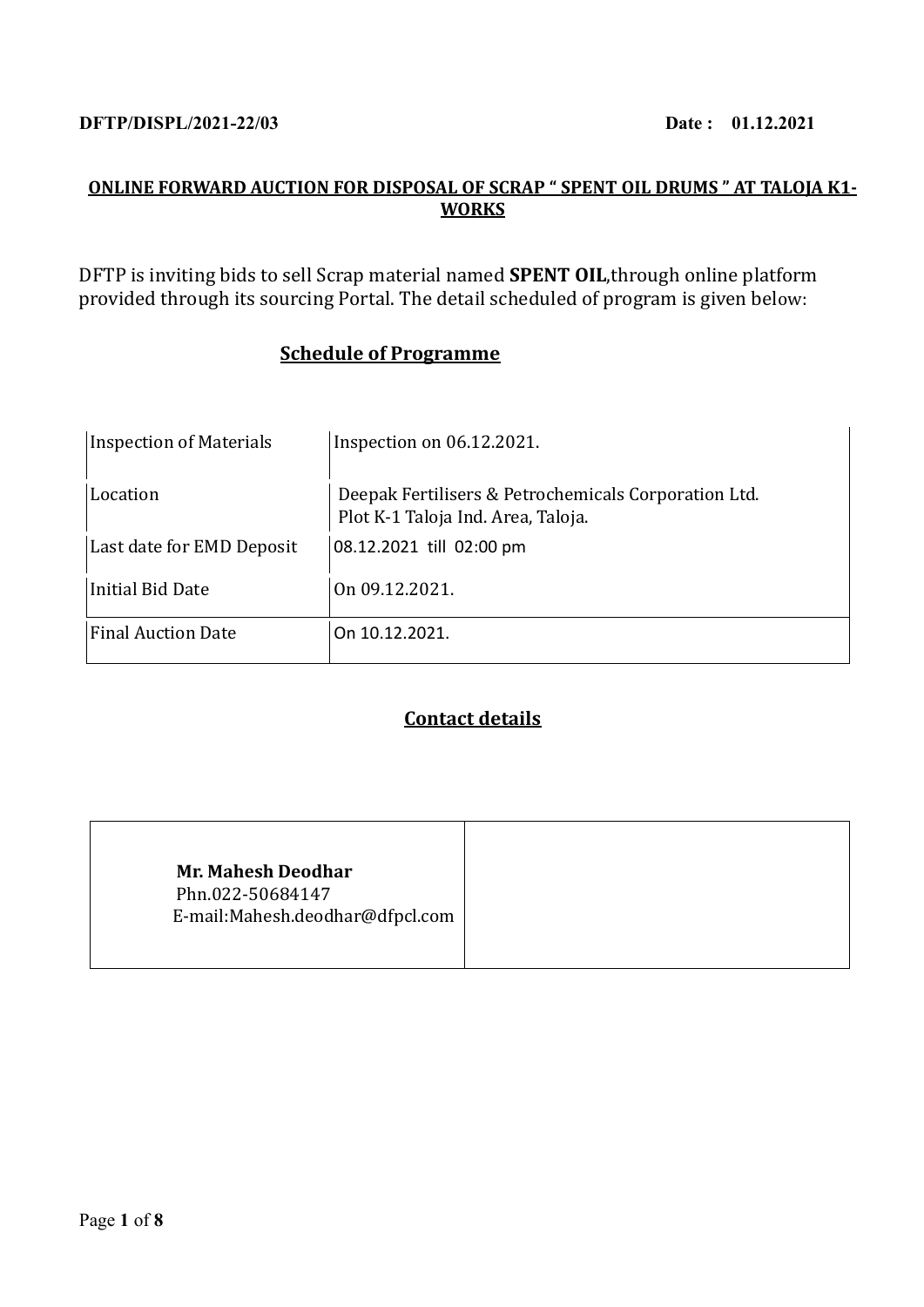**DFTP/DISPL/2021-22/03** **Date : 01.12.2021**

## ONLINE FORWARD AUCTION FOR DISPOSAL OF SCRAP " SPENT OIL DRUMS " AT TALOJA K1-WORKS

DFTP is inviting bids to sell Scrap material named **SPENT OIL**,through online platform provided through its sourcing Portal. The detail scheduled of program is given below:

### Schedule of Programme

| | |
|---|---|
| Inspection of Materials | Inspection on 06.12.2021. |
| Location | Deepak Fertilisers & Petrochemicals Corporation Ltd. Plot K-1 Taloja Ind. Area, Taloja. |
| Last date for EMD Deposit | 08.12.2021 till 02:00 pm |
| Initial Bid Date | On 09.12.2021. |
| Final Auction Date | On 10.12.2021. |

### Contact details

| | |
|---|---|
| **Mr. Mahesh Deodhar**<br>Phn.022-50684147<br>E-mail:Mahesh.deodhar@dfpcl.com | |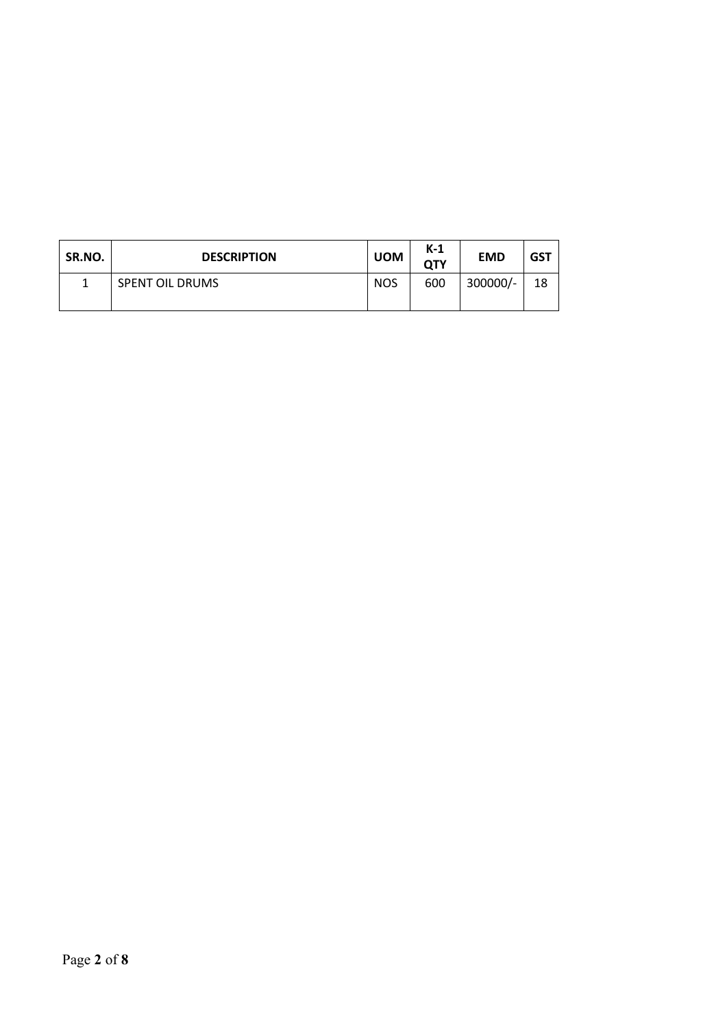| SR.NO. | DESCRIPTION | UOM | K-1 QTY | EMD | GST |
|---|---|---|---|---|---|
| 1 | SPENT OIL DRUMS | NOS | 600 | 300000/- | 18 |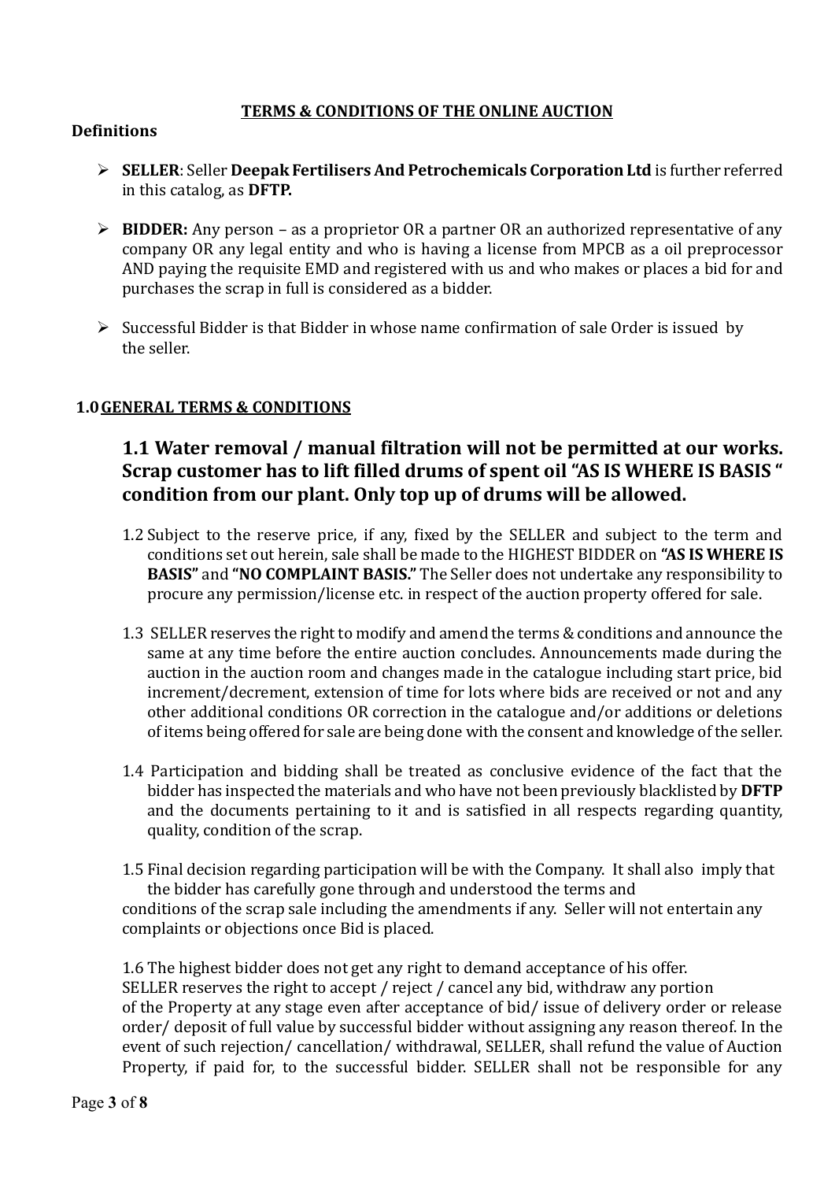## TERMS & CONDITIONS OF THE ONLINE AUCTION

**Definitions**

- **SELLER**: Seller **Deepak Fertilisers And Petrochemicals Corporation Ltd** is further referred in this catalog, as **DFTP.**
- **BIDDER:** Any person – as a proprietor OR a partner OR an authorized representative of any company OR any legal entity and who is having a license from MPCB as a oil preprocessor AND paying the requisite EMD and registered with us and who makes or places a bid for and purchases the scrap in full is considered as a bidder.
- Successful Bidder is that Bidder in whose name confirmation of sale Order is issued by the seller.

### 1.0 GENERAL TERMS & CONDITIONS

### 1.1 Water removal / manual filtration will not be permitted at our works. Scrap customer has to lift filled drums of spent oil "AS IS WHERE IS BASIS " condition from our plant. Only top up of drums will be allowed.

1.2 Subject to the reserve price, if any, fixed by the SELLER and subject to the term and conditions set out herein, sale shall be made to the HIGHEST BIDDER on **"AS IS WHERE IS BASIS"** and **"NO COMPLAINT BASIS."** The Seller does not undertake any responsibility to procure any permission/license etc. in respect of the auction property offered for sale.

1.3 SELLER reserves the right to modify and amend the terms & conditions and announce the same at any time before the entire auction concludes. Announcements made during the auction in the auction room and changes made in the catalogue including start price, bid increment/decrement, extension of time for lots where bids are received or not and any other additional conditions OR correction in the catalogue and/or additions or deletions of items being offered for sale are being done with the consent and knowledge of the seller.

1.4 Participation and bidding shall be treated as conclusive evidence of the fact that the bidder has inspected the materials and who have not been previously blacklisted by **DFTP** and the documents pertaining to it and is satisfied in all respects regarding quantity, quality, condition of the scrap.

1.5 Final decision regarding participation will be with the Company. It shall also imply that the bidder has carefully gone through and understood the terms and conditions of the scrap sale including the amendments if any. Seller will not entertain any complaints or objections once Bid is placed.

1.6 The highest bidder does not get any right to demand acceptance of his offer. SELLER reserves the right to accept / reject / cancel any bid, withdraw any portion of the Property at any stage even after acceptance of bid/ issue of delivery order or release order/ deposit of full value by successful bidder without assigning any reason thereof. In the event of such rejection/ cancellation/ withdrawal, SELLER, shall refund the value of Auction Property, if paid for, to the successful bidder. SELLER shall not be responsible for any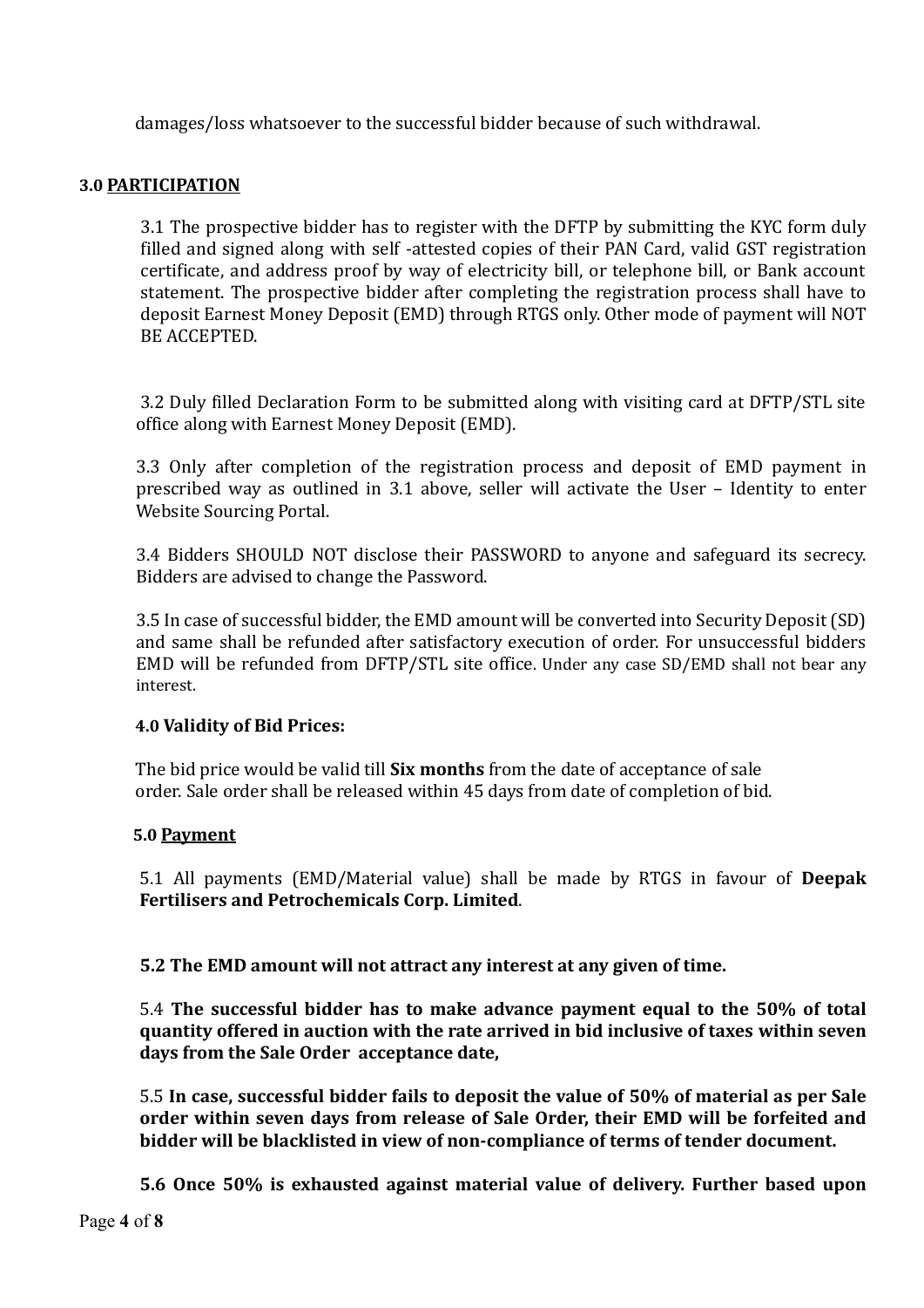damages/loss whatsoever to the successful bidder because of such withdrawal.

**3.0 PARTICIPATION**

3.1 The prospective bidder has to register with the DFTP by submitting the KYC form duly filled and signed along with self -attested copies of their PAN Card, valid GST registration certificate, and address proof by way of electricity bill, or telephone bill, or Bank account statement. The prospective bidder after completing the registration process shall have to deposit Earnest Money Deposit (EMD) through RTGS only. Other mode of payment will NOT BE ACCEPTED.

3.2 Duly filled Declaration Form to be submitted along with visiting card at DFTP/STL site office along with Earnest Money Deposit (EMD).

3.3 Only after completion of the registration process and deposit of EMD payment in prescribed way as outlined in 3.1 above, seller will activate the User – Identity to enter Website Sourcing Portal.

3.4 Bidders SHOULD NOT disclose their PASSWORD to anyone and safeguard its secrecy. Bidders are advised to change the Password.

3.5 In case of successful bidder, the EMD amount will be converted into Security Deposit (SD) and same shall be refunded after satisfactory execution of order. For unsuccessful bidders EMD will be refunded from DFTP/STL site office. Under any case SD/EMD shall not bear any interest.

**4.0 Validity of Bid Prices:**

The bid price would be valid till **Six months** from the date of acceptance of sale order. Sale order shall be released within 45 days from date of completion of bid.

**5.0 Payment**

5.1 All payments (EMD/Material value) shall be made by RTGS in favour of **Deepak Fertilisers and Petrochemicals Corp. Limited**.

**5.2 The EMD amount will not attract any interest at any given of time.**

5.4 **The successful bidder has to make advance payment equal to the 50% of total quantity offered in auction with the rate arrived in bid inclusive of taxes within seven days from the Sale Order acceptance date,**

5.5 **In case, successful bidder fails to deposit the value of 50% of material as per Sale order within seven days from release of Sale Order, their EMD will be forfeited and bidder will be blacklisted in view of non-compliance of terms of tender document.**

**5.6 Once 50% is exhausted against material value of delivery. Further based upon**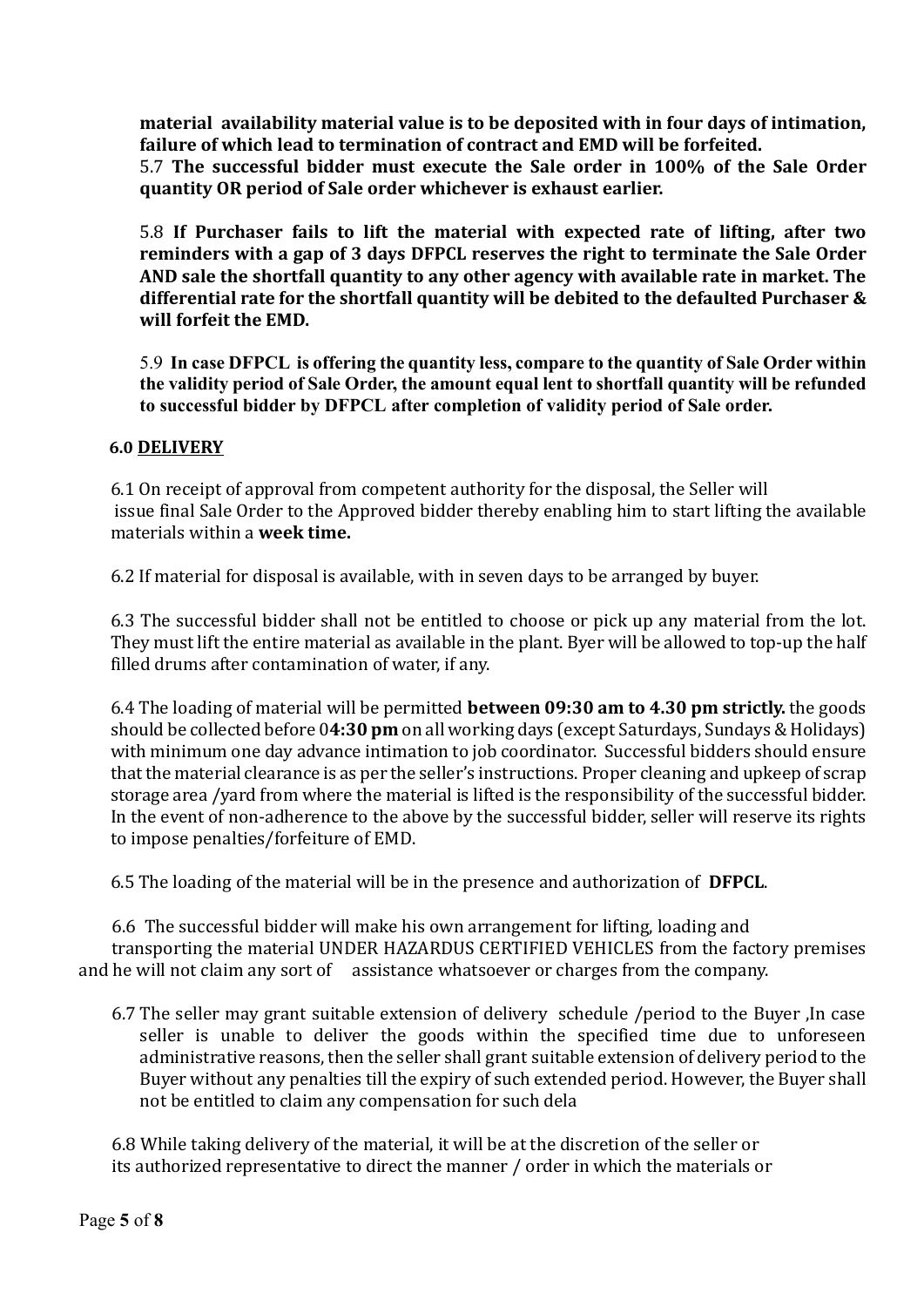**material availability material value is to be deposited with in four days of intimation, failure of which lead to termination of contract and EMD will be forfeited.**

5.7 **The successful bidder must execute the Sale order in 100% of the Sale Order quantity OR period of Sale order whichever is exhaust earlier.**

5.8 **If Purchaser fails to lift the material with expected rate of lifting, after two reminders with a gap of 3 days DFPCL reserves the right to terminate the Sale Order AND sale the shortfall quantity to any other agency with available rate in market. The differential rate for the shortfall quantity will be debited to the defaulted Purchaser & will forfeit the EMD.**

5.9 **In case DFPCL is offering the quantity less, compare to the quantity of Sale Order within the validity period of Sale Order, the amount equal lent to shortfall quantity will be refunded to successful bidder by DFPCL after completion of validity period of Sale order.**

**6.0 DELIVERY**

6.1 On receipt of approval from competent authority for the disposal, the Seller will issue final Sale Order to the Approved bidder thereby enabling him to start lifting the available materials within a **week time.**

6.2 If material for disposal is available, with in seven days to be arranged by buyer.

6.3 The successful bidder shall not be entitled to choose or pick up any material from the lot. They must lift the entire material as available in the plant. Byer will be allowed to top-up the half filled drums after contamination of water, if any.

6.4 The loading of material will be permitted **between 09:30 am to 4.30 pm strictly.** the goods should be collected before 0**4:30 pm** on all working days (except Saturdays, Sundays & Holidays) with minimum one day advance intimation to job coordinator. Successful bidders should ensure that the material clearance is as per the seller's instructions. Proper cleaning and upkeep of scrap storage area /yard from where the material is lifted is the responsibility of the successful bidder. In the event of non-adherence to the above by the successful bidder, seller will reserve its rights to impose penalties/forfeiture of EMD.

6.5 The loading of the material will be in the presence and authorization of **DFPCL**.

6.6 The successful bidder will make his own arrangement for lifting, loading and transporting the material UNDER HAZARDUS CERTIFIED VEHICLES from the factory premises and he will not claim any sort of assistance whatsoever or charges from the company.

6.7 The seller may grant suitable extension of delivery schedule /period to the Buyer ,In case seller is unable to deliver the goods within the specified time due to unforeseen administrative reasons, then the seller shall grant suitable extension of delivery period to the Buyer without any penalties till the expiry of such extended period. However, the Buyer shall not be entitled to claim any compensation for such dela

6.8 While taking delivery of the material, it will be at the discretion of the seller or its authorized representative to direct the manner / order in which the materials or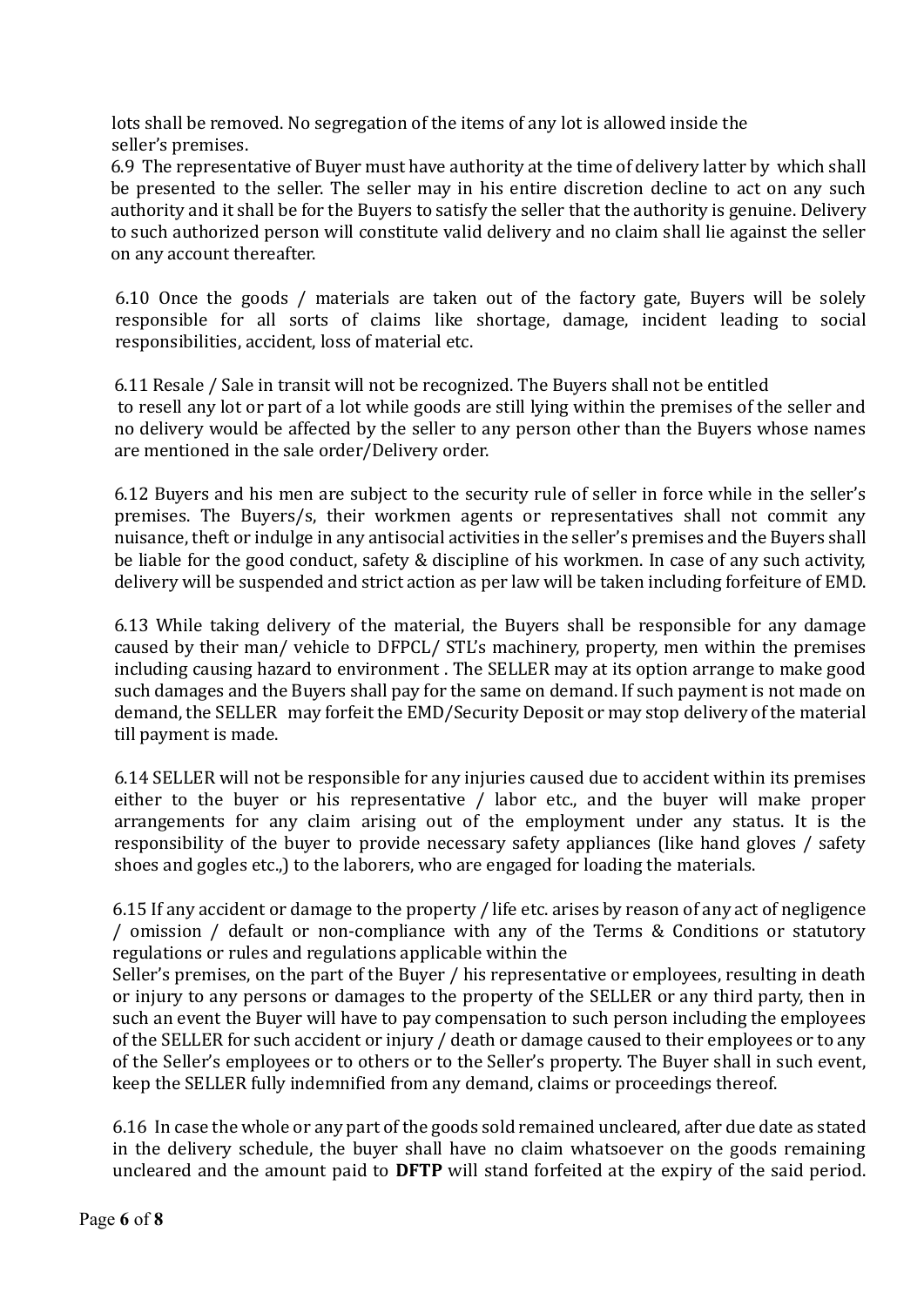lots shall be removed. No segregation of the items of any lot is allowed inside the seller's premises.

6.9 The representative of Buyer must have authority at the time of delivery latter by which shall be presented to the seller. The seller may in his entire discretion decline to act on any such authority and it shall be for the Buyers to satisfy the seller that the authority is genuine. Delivery to such authorized person will constitute valid delivery and no claim shall lie against the seller on any account thereafter.

6.10 Once the goods / materials are taken out of the factory gate, Buyers will be solely responsible for all sorts of claims like shortage, damage, incident leading to social responsibilities, accident, loss of material etc.

6.11 Resale / Sale in transit will not be recognized. The Buyers shall not be entitled to resell any lot or part of a lot while goods are still lying within the premises of the seller and no delivery would be affected by the seller to any person other than the Buyers whose names are mentioned in the sale order/Delivery order.

6.12 Buyers and his men are subject to the security rule of seller in force while in the seller's premises. The Buyers/s, their workmen agents or representatives shall not commit any nuisance, theft or indulge in any antisocial activities in the seller's premises and the Buyers shall be liable for the good conduct, safety & discipline of his workmen. In case of any such activity, delivery will be suspended and strict action as per law will be taken including forfeiture of EMD.

6.13 While taking delivery of the material, the Buyers shall be responsible for any damage caused by their man/ vehicle to DFPCL/ STL's machinery, property, men within the premises including causing hazard to environment . The SELLER may at its option arrange to make good such damages and the Buyers shall pay for the same on demand. If such payment is not made on demand, the SELLER may forfeit the EMD/Security Deposit or may stop delivery of the material till payment is made.

6.14 SELLER will not be responsible for any injuries caused due to accident within its premises either to the buyer or his representative / labor etc., and the buyer will make proper arrangements for any claim arising out of the employment under any status. It is the responsibility of the buyer to provide necessary safety appliances (like hand gloves / safety shoes and gogles etc.,) to the laborers, who are engaged for loading the materials.

6.15 If any accident or damage to the property / life etc. arises by reason of any act of negligence / omission / default or non-compliance with any of the Terms & Conditions or statutory regulations or rules and regulations applicable within the Seller's premises, on the part of the Buyer / his representative or employees, resulting in death or injury to any persons or damages to the property of the SELLER or any third party, then in such an event the Buyer will have to pay compensation to such person including the employees of the SELLER for such accident or injury / death or damage caused to their employees or to any of the Seller's employees or to others or to the Seller's property. The Buyer shall in such event, keep the SELLER fully indemnified from any demand, claims or proceedings thereof.

6.16 In case the whole or any part of the goods sold remained uncleared, after due date as stated in the delivery schedule, the buyer shall have no claim whatsoever on the goods remaining uncleared and the amount paid to **DFTP** will stand forfeited at the expiry of the said period.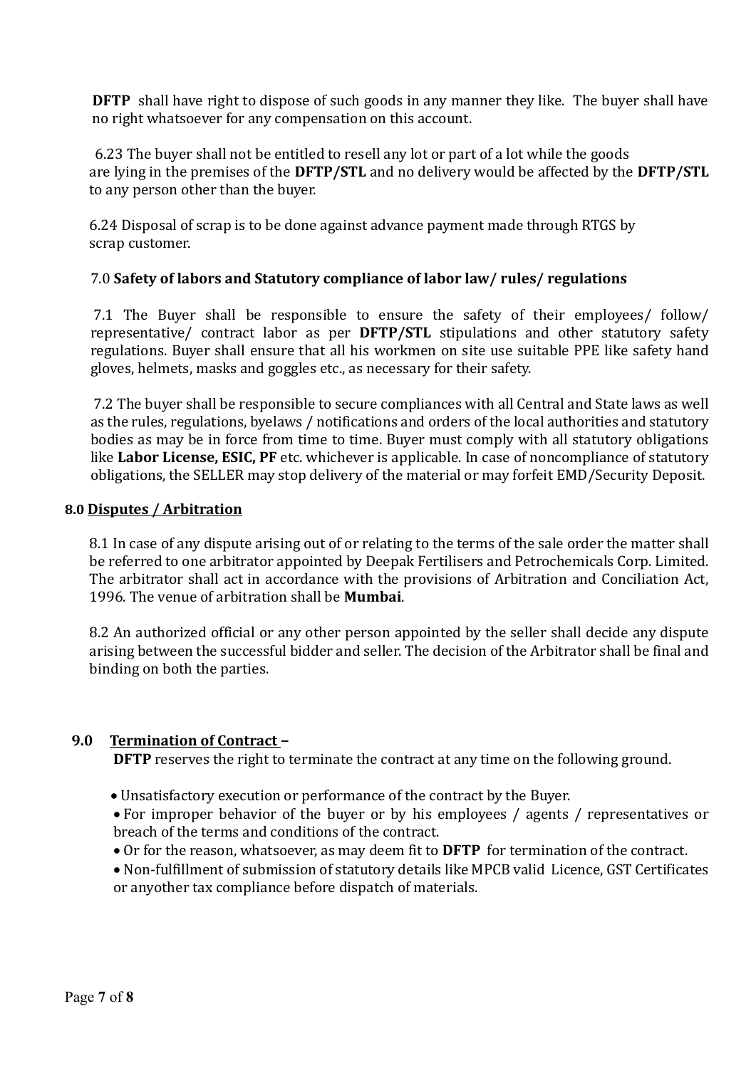**DFTP** shall have right to dispose of such goods in any manner they like. The buyer shall have no right whatsoever for any compensation on this account.

6.23 The buyer shall not be entitled to resell any lot or part of a lot while the goods are lying in the premises of the **DFTP/STL** and no delivery would be affected by the **DFTP/STL** to any person other than the buyer.

6.24 Disposal of scrap is to be done against advance payment made through RTGS by scrap customer.

## 7.0 **Safety of labors and Statutory compliance of labor law/ rules/ regulations**

7.1 The Buyer shall be responsible to ensure the safety of their employees/ follow/ representative/ contract labor as per **DFTP/STL** stipulations and other statutory safety regulations. Buyer shall ensure that all his workmen on site use suitable PPE like safety hand gloves, helmets, masks and goggles etc., as necessary for their safety.

7.2 The buyer shall be responsible to secure compliances with all Central and State laws as well as the rules, regulations, byelaws / notifications and orders of the local authorities and statutory bodies as may be in force from time to time. Buyer must comply with all statutory obligations like **Labor License, ESIC, PF** etc. whichever is applicable. In case of noncompliance of statutory obligations, the SELLER may stop delivery of the material or may forfeit EMD/Security Deposit.

## 8.0 **Disputes / Arbitration**

8.1 In case of any dispute arising out of or relating to the terms of the sale order the matter shall be referred to one arbitrator appointed by Deepak Fertilisers and Petrochemicals Corp. Limited. The arbitrator shall act in accordance with the provisions of Arbitration and Conciliation Act, 1996. The venue of arbitration shall be **Mumbai**.

8.2 An authorized official or any other person appointed by the seller shall decide any dispute arising between the successful bidder and seller. The decision of the Arbitrator shall be final and binding on both the parties.

## 9.0 **Termination of Contract –**

**DFTP** reserves the right to terminate the contract at any time on the following ground.

- Unsatisfactory execution or performance of the contract by the Buyer.
- For improper behavior of the buyer or by his employees / agents / representatives or breach of the terms and conditions of the contract.
- Or for the reason, whatsoever, as may deem fit to **DFTP** for termination of the contract.
- Non-fulfillment of submission of statutory details like MPCB valid Licence, GST Certificates or anyother tax compliance before dispatch of materials.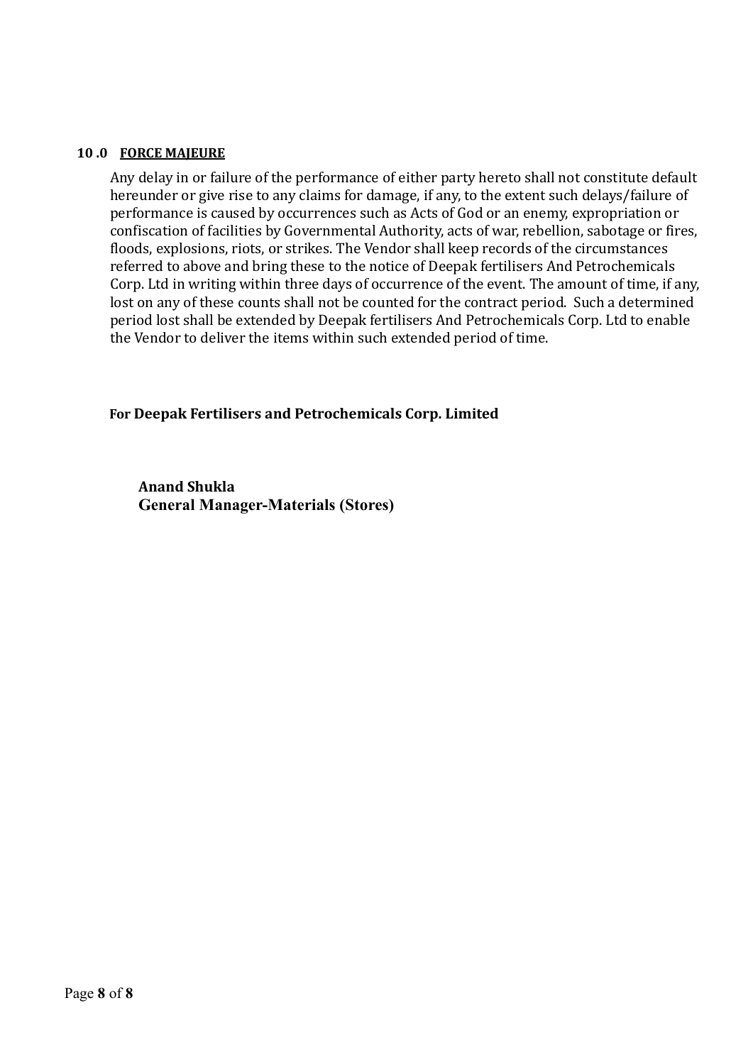## 10 .0 FORCE MAJEURE

Any delay in or failure of the performance of either party hereto shall not constitute default hereunder or give rise to any claims for damage, if any, to the extent such delays/failure of performance is caused by occurrences such as Acts of God or an enemy, expropriation or confiscation of facilities by Governmental Authority, acts of war, rebellion, sabotage or fires, floods, explosions, riots, or strikes. The Vendor shall keep records of the circumstances referred to above and bring these to the notice of Deepak fertilisers And Petrochemicals Corp. Ltd in writing within three days of occurrence of the event. The amount of time, if any, lost on any of these counts shall not be counted for the contract period. Such a determined period lost shall be extended by Deepak fertilisers And Petrochemicals Corp. Ltd to enable the Vendor to deliver the items within such extended period of time.

**For Deepak Fertilisers and Petrochemicals Corp. Limited**

**Anand Shukla**
**General Manager-Materials (Stores)**